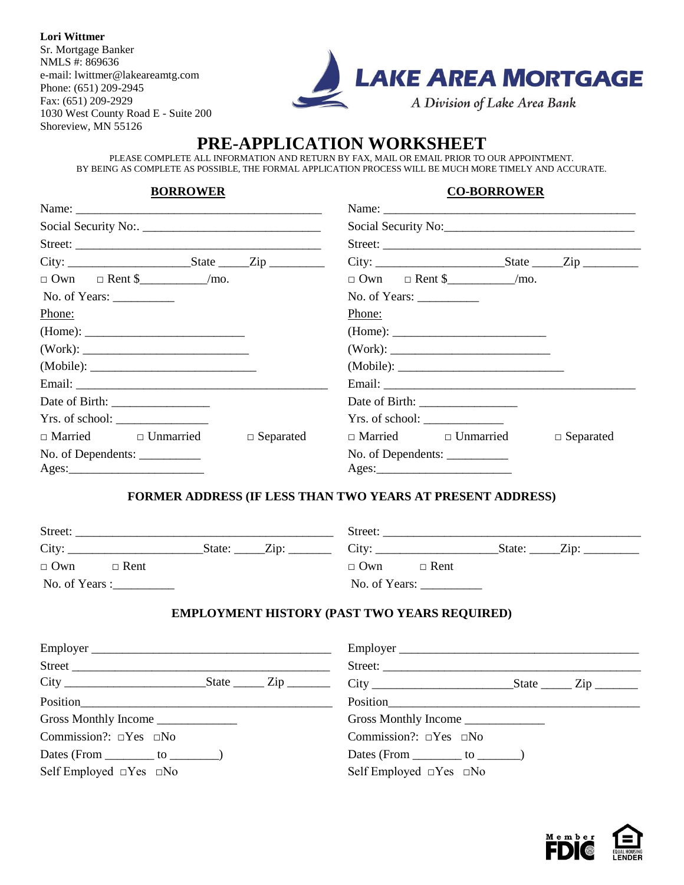**Lori Wittmer**
Sr. Mortgage Banker
NMLS #: 869636
e-mail: lwittmer@lakeareamtg.com
Phone: (651) 209-2945
Fax: (651) 209-2929
1030 West County Road E - Suite 200
Shoreview, MN 55126

**LAKE AREA MORTGAGE**
*A Division of Lake Area Bank*

# PRE-APPLICATION WORKSHEET

PLEASE COMPLETE ALL INFORMATION AND RETURN BY FAX, MAIL OR EMAIL PRIOR TO OUR APPOINTMENT.
BY BEING AS COMPLETE AS POSSIBLE, THE FORMAL APPLICATION PROCESS WILL BE MUCH MORE TIMELY AND ACCURATE.

| **BORROWER** | **CO-BORROWER** |
|---|---|
| Name: ____________________ | Name: ____________________ |
| Social Security No:. ____________________ | Social Security No: ____________________ |
| Street: ____________________ | Street: ____________________ |
| City: __________ State _____ Zip _______ | City: __________ State _____ Zip _______ |
| □ Own □ Rent $__________/mo. | □ Own □ Rent $__________/mo. |
| No. of Years: __________ | No. of Years: __________ |
| Phone: | Phone: |
| (Home): ____________________ | (Home): ____________________ |
| (Work): ____________________ | (Work): ____________________ |
| (Mobile): ____________________ | (Mobile): ____________________ |
| Email: ____________________ | Email: ____________________ |
| Date of Birth: ______________ | Date of Birth: ______________ |
| Yrs. of school: ______________ | Yrs. of school: ______________ |
| □ Married □ Unmarried □ Separated | □ Married □ Unmarried □ Separated |
| No. of Dependents: __________ | No. of Dependents: __________ |
| Ages: ____________________ | Ages: ____________________ |

## FORMER ADDRESS (IF LESS THAN TWO YEARS AT PRESENT ADDRESS)

| | |
|---|---|
| Street: ____________________ | Street: ____________________ |
| City: __________ State: _____ Zip: _______ | City: __________ State: _____ Zip: _______ |
| □ Own □ Rent | □ Own □ Rent |
| No. of Years :__________ | No. of Years: __________ |

## EMPLOYMENT HISTORY (PAST TWO YEARS REQUIRED)

| | |
|---|---|
| Employer ____________________ | Employer ____________________ |
| Street ____________________ | Street: ____________________ |
| City __________ State _____ Zip _______ | City __________ State _____ Zip _______ |
| Position ____________________ | Position ____________________ |
| Gross Monthly Income ______________ | Gross Monthly Income ______________ |
| Commission?: □Yes □No | Commission?: □Yes □No |
| Dates (From ________ to ________) | Dates (From ________ to _______) |
| Self Employed □Yes □No | Self Employed □Yes □No |

Member FDIC
EQUAL HOUSING LENDER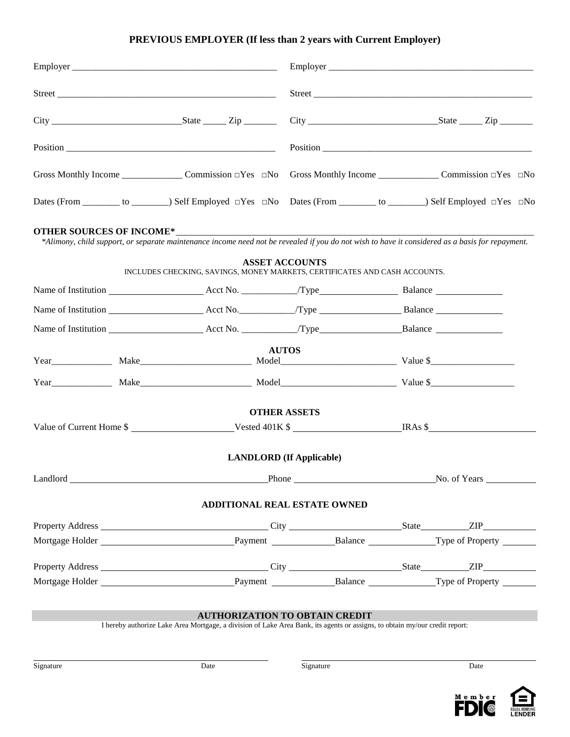## PREVIOUS EMPLOYER (If less than 2 years with Current Employer)

| | |
|---|---|
| Employer ______________________ | Employer ______________________ |
| Street ______________________ | Street ______________________ |
| City ______________ State _____ Zip _______ | City ______________ State _____ Zip _______ |
| Position ______________________ | Position ______________________ |
| Gross Monthly Income ____________ Commission □Yes □No | Gross Monthly Income ____________ Commission □Yes □No |
| Dates (From ________ to ________) Self Employed □Yes □No | Dates (From ________ to ________) Self Employed □Yes □No |

**OTHER SOURCES OF INCOME*** ______________________

*\*Alimony, child support, or separate maintenance income need not be revealed if you do not wish to have it considered as a basis for repayment.*

### ASSET ACCOUNTS

INCLUDES CHECKING, SAVINGS, MONEY MARKETS, CERTIFICATES AND CASH ACCOUNTS.

Name of Institution ______________ Acct No. ____________/Type______________ Balance ____________

Name of Institution ______________ Acct No.____________/Type ______________ Balance ____________

Name of Institution ______________ Acct No. ____________/Type______________ Balance ____________

### AUTOS

Year____________ Make____________________ Model____________________ Value $________________

Year____________ Make____________________ Model____________________ Value $________________

### OTHER ASSETS

Value of Current Home $ ________________ Vested 401K $ ________________ IRAs $________________

### LANDLORD (If Applicable)

Landlord ______________________ Phone ______________________ No. of Years __________

### ADDITIONAL REAL ESTATE OWNED

Property Address ______________________ City ________________ State________ ZIP__________

Mortgage Holder ______________________ Payment ____________ Balance ____________ Type of Property _______

Property Address ______________________ City ________________ State________ ZIP__________

Mortgage Holder ______________________ Payment ____________ Balance ____________ Type of Property _______

### AUTHORIZATION TO OBTAIN CREDIT

I hereby authorize Lake Area Mortgage, a division of Lake Area Bank, its agents or assigns, to obtain my/our credit report:

Signature ______________________ Date __________

Signature ______________________ Date __________

Member FDIC

EQUAL HOUSING LENDER